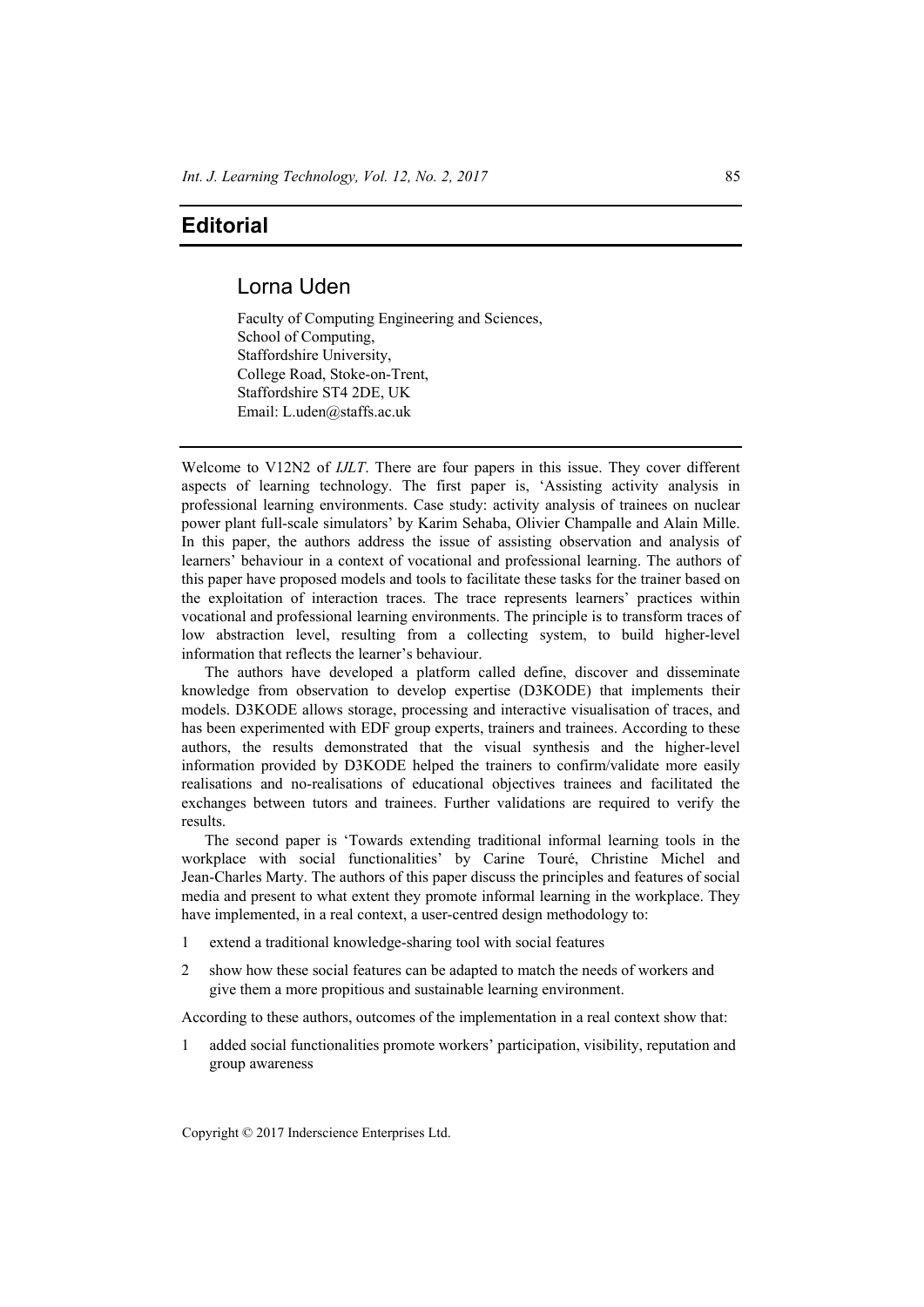# Editorial

## Lorna Uden

Faculty of Computing Engineering and Sciences,
School of Computing,
Staffordshire University,
College Road, Stoke-on-Trent,
Staffordshire ST4 2DE, UK
Email: L.uden@staffs.ac.uk

Welcome to V12N2 of *IJLT*. There are four papers in this issue. They cover different aspects of learning technology. The first paper is, 'Assisting activity analysis in professional learning environments. Case study: activity analysis of trainees on nuclear power plant full-scale simulators' by Karim Sehaba, Olivier Champalle and Alain Mille. In this paper, the authors address the issue of assisting observation and analysis of learners' behaviour in a context of vocational and professional learning. The authors of this paper have proposed models and tools to facilitate these tasks for the trainer based on the exploitation of interaction traces. The trace represents learners' practices within vocational and professional learning environments. The principle is to transform traces of low abstraction level, resulting from a collecting system, to build higher-level information that reflects the learner's behaviour.

The authors have developed a platform called define, discover and disseminate knowledge from observation to develop expertise (D3KODE) that implements their models. D3KODE allows storage, processing and interactive visualisation of traces, and has been experimented with EDF group experts, trainers and trainees. According to these authors, the results demonstrated that the visual synthesis and the higher-level information provided by D3KODE helped the trainers to confirm/validate more easily realisations and no-realisations of educational objectives trainees and facilitated the exchanges between tutors and trainees. Further validations are required to verify the results.

The second paper is 'Towards extending traditional informal learning tools in the workplace with social functionalities' by Carine Touré, Christine Michel and Jean-Charles Marty. The authors of this paper discuss the principles and features of social media and present to what extent they promote informal learning in the workplace. They have implemented, in a real context, a user-centred design methodology to:

1. extend a traditional knowledge-sharing tool with social features
2. show how these social features can be adapted to match the needs of workers and give them a more propitious and sustainable learning environment.

According to these authors, outcomes of the implementation in a real context show that:

1. added social functionalities promote workers' participation, visibility, reputation and group awareness

Copyright © 2017 Inderscience Enterprises Ltd.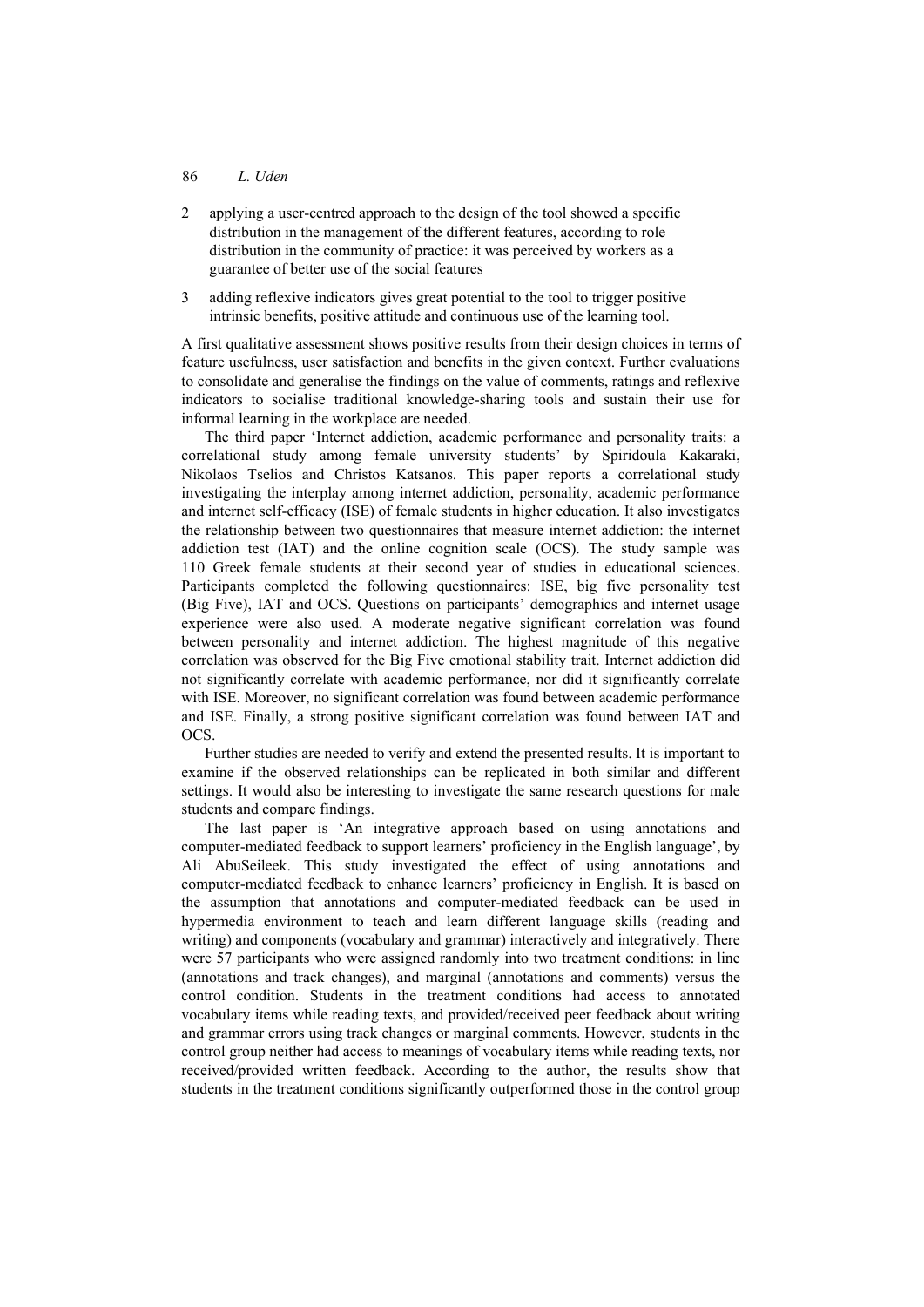2 applying a user-centred approach to the design of the tool showed a specific distribution in the management of the different features, according to role distribution in the community of practice: it was perceived by workers as a guarantee of better use of the social features

3 adding reflexive indicators gives great potential to the tool to trigger positive intrinsic benefits, positive attitude and continuous use of the learning tool.

A first qualitative assessment shows positive results from their design choices in terms of feature usefulness, user satisfaction and benefits in the given context. Further evaluations to consolidate and generalise the findings on the value of comments, ratings and reflexive indicators to socialise traditional knowledge-sharing tools and sustain their use for informal learning in the workplace are needed.

The third paper 'Internet addiction, academic performance and personality traits: a correlational study among female university students' by Spiridoula Kakaraki, Nikolaos Tselios and Christos Katsanos. This paper reports a correlational study investigating the interplay among internet addiction, personality, academic performance and internet self-efficacy (ISE) of female students in higher education. It also investigates the relationship between two questionnaires that measure internet addiction: the internet addiction test (IAT) and the online cognition scale (OCS). The study sample was 110 Greek female students at their second year of studies in educational sciences. Participants completed the following questionnaires: ISE, big five personality test (Big Five), IAT and OCS. Questions on participants' demographics and internet usage experience were also used. A moderate negative significant correlation was found between personality and internet addiction. The highest magnitude of this negative correlation was observed for the Big Five emotional stability trait. Internet addiction did not significantly correlate with academic performance, nor did it significantly correlate with ISE. Moreover, no significant correlation was found between academic performance and ISE. Finally, a strong positive significant correlation was found between IAT and OCS.

Further studies are needed to verify and extend the presented results. It is important to examine if the observed relationships can be replicated in both similar and different settings. It would also be interesting to investigate the same research questions for male students and compare findings.

The last paper is 'An integrative approach based on using annotations and computer-mediated feedback to support learners' proficiency in the English language', by Ali AbuSeileek. This study investigated the effect of using annotations and computer-mediated feedback to enhance learners' proficiency in English. It is based on the assumption that annotations and computer-mediated feedback can be used in hypermedia environment to teach and learn different language skills (reading and writing) and components (vocabulary and grammar) interactively and integratively. There were 57 participants who were assigned randomly into two treatment conditions: in line (annotations and track changes), and marginal (annotations and comments) versus the control condition. Students in the treatment conditions had access to annotated vocabulary items while reading texts, and provided/received peer feedback about writing and grammar errors using track changes or marginal comments. However, students in the control group neither had access to meanings of vocabulary items while reading texts, nor received/provided written feedback. According to the author, the results show that students in the treatment conditions significantly outperformed those in the control group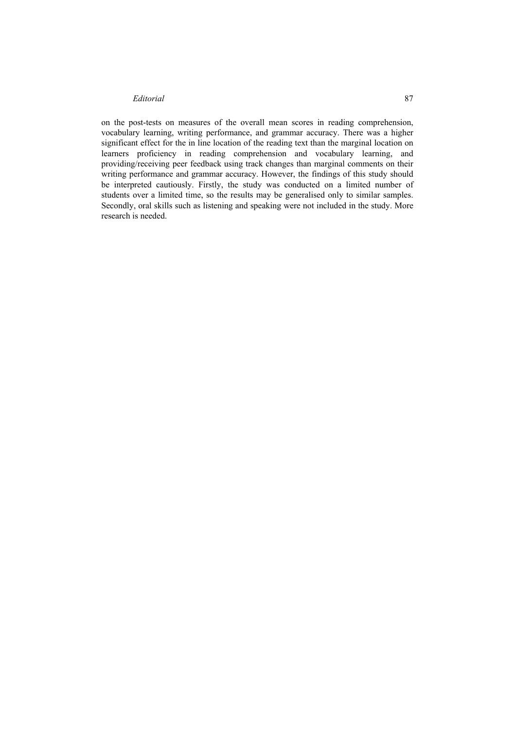on the post-tests on measures of the overall mean scores in reading comprehension, vocabulary learning, writing performance, and grammar accuracy. There was a higher significant effect for the in line location of the reading text than the marginal location on learners proficiency in reading comprehension and vocabulary learning, and providing/receiving peer feedback using track changes than marginal comments on their writing performance and grammar accuracy. However, the findings of this study should be interpreted cautiously. Firstly, the study was conducted on a limited number of students over a limited time, so the results may be generalised only to similar samples. Secondly, oral skills such as listening and speaking were not included in the study. More research is needed.